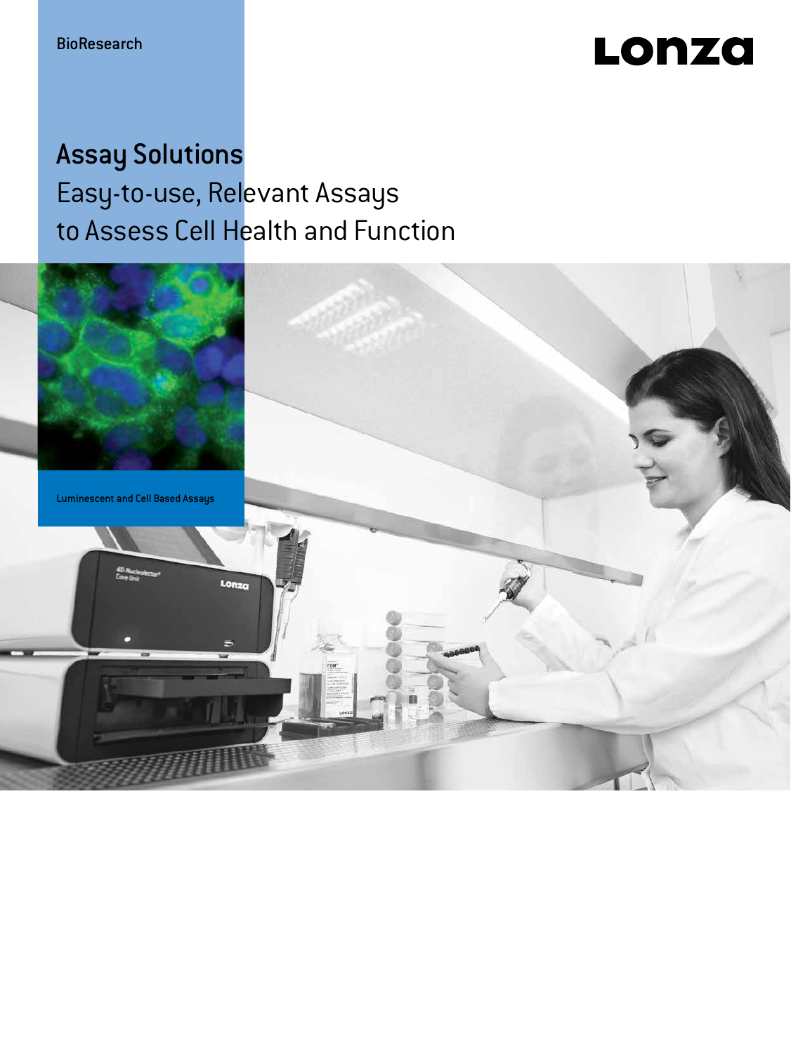BioResearch

Lonza

# Assay Solutions

## Easy-to-use, Relevant Assays to Assess Cell Health and Function

Luminescent and Cell Based Assays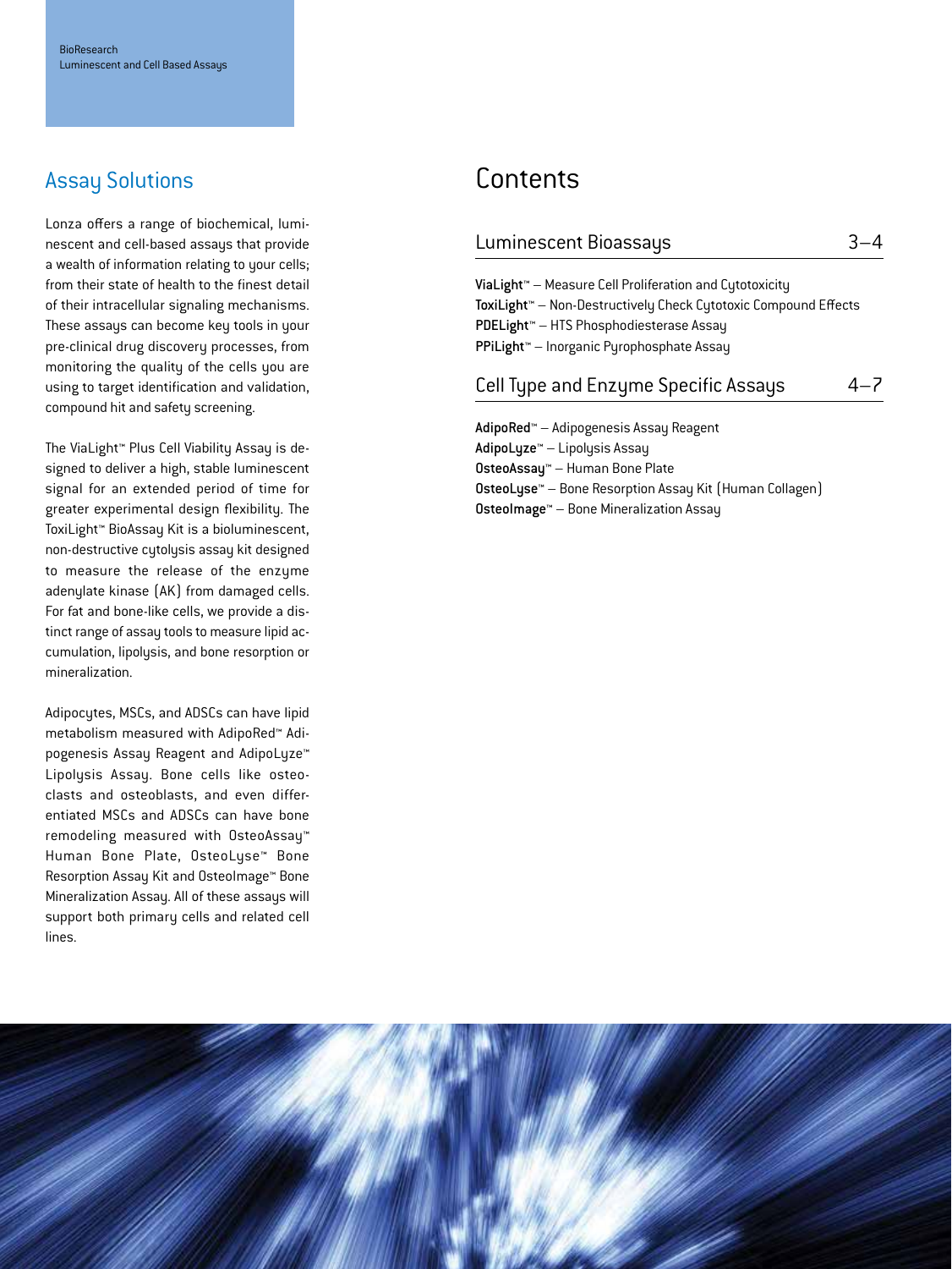## Assay Solutions

Lonza offers a range of biochemical, luminescent and cell-based assays that provide a wealth of information relating to your cells; from their state of health to the finest detail of their intracellular signaling mechanisms. These assays can become key tools in your pre-clinical drug discovery processes, from monitoring the quality of the cells you are using to target identification and validation, compound hit and safety screening.

The ViaLight™ Plus Cell Viability Assay is designed to deliver a high, stable luminescent signal for an extended period of time for greater experimental design flexibility. The ToxiLight™ BioAssay Kit is a bioluminescent, non-destructive cytolysis assay kit designed to measure the release of the enzyme adenylate kinase (AK) from damaged cells. For fat and bone-like cells, we provide a distinct range of assay tools to measure lipid accumulation, lipolysis, and bone resorption or mineralization.

Adipocytes, MSCs, and ADSCs can have lipid metabolism measured with AdipoRed™ Adipogenesis Assay Reagent and AdipoLyze™ Lipolysis Assay. Bone cells like osteoclasts and osteoblasts, and even differentiated MSCs and ADSCs can have bone remodeling measured with OsteoAssay™ Human Bone Plate, OsteoLyse™ Bone Resorption Assay Kit and OsteoImage™ Bone Mineralization Assay. All of these assays will support both primary cells and related cell lines.

# Contents

## Luminescent Bioassays 3–4

**ViaLight™** – Measure Cell Proliferation and Cytotoxicity
**ToxiLight™** – Non-Destructively Check Cytotoxic Compound Effects
**PDELight™** – HTS Phosphodiesterase Assay
**PPiLight™** – Inorganic Pyrophosphate Assay

## Cell Type and Enzyme Specific Assays 4–7

**AdipoRed™** – Adipogenesis Assay Reagent
**AdipoLyze™** – Lipolysis Assay
**OsteoAssay™** – Human Bone Plate
**OsteoLyse™** – Bone Resorption Assay Kit (Human Collagen)
**OsteoImage™** – Bone Mineralization Assay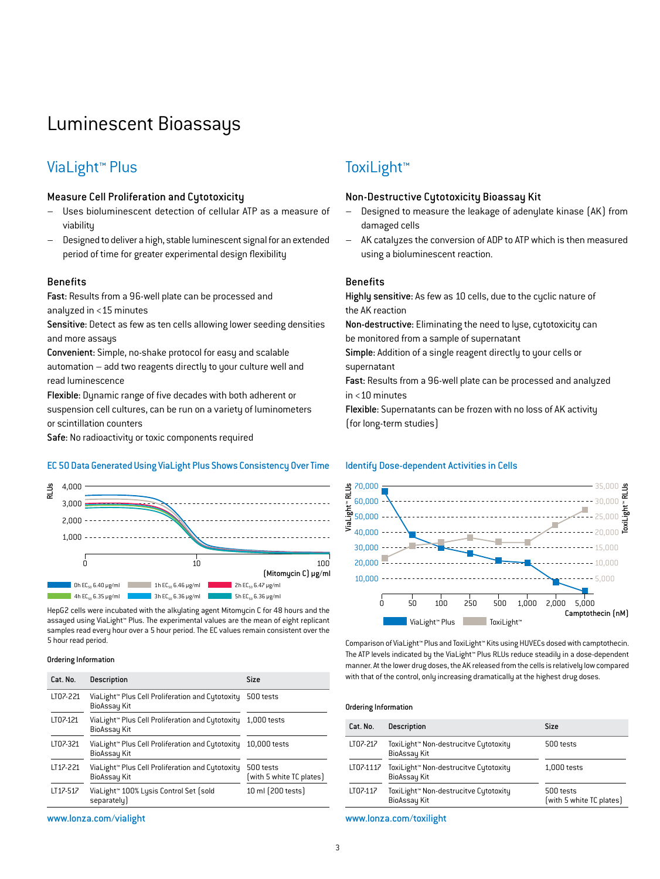# Luminescent Bioassays

## ViaLight™ Plus

### Measure Cell Proliferation and Cytotoxicity

- Uses bioluminescent detection of cellular ATP as a measure of viability
- Designed to deliver a high, stable luminescent signal for an extended period of time for greater experimental design flexibility

### Benefits

**Fast:** Results from a 96-well plate can be processed and analyzed in <15 minutes

**Sensitive:** Detect as few as ten cells allowing lower seeding densities and more assays

**Convenient:** Simple, no-shake protocol for easy and scalable automation – add two reagents directly to your culture well and read luminescence

**Flexible:** Dynamic range of five decades with both adherent or suspension cell cultures, can be run on a variety of luminometers or scintillation counters

**Safe:** No radioactivity or toxic components required

#### EC 50 Data Generated Using ViaLight Plus Shows Consistency Over Time

0h $EC_{50}$ 6.40 µg/ml; 1h $EC_{50}$ 6.46 µg/ml; 2h $EC_{50}$ 6.47 µg/ml; 4h $EC_{50}$ 6.35 µg/ml; 3h $EC_{50}$ 6.36 µg/ml; 5h $EC_{50}$ 6.36 µg/ml

HepG2 cells were incubated with the alkylating agent Mitomycin C for 48 hours and the assayed using ViaLight™ Plus. The experimental values are the mean of eight replicant samples read every hour over a 5 hour period. The EC values remain consistent over the 5 hour read period.

#### Ordering Information

| Cat. No. | Description | Size |
|---|---|---|
| LT07-221 | ViaLight™ Plus Cell Proliferation and Cytotoxicity BioAssay Kit | 500 tests |
| LT07-121 | ViaLight™ Plus Cell Proliferation and Cytotoxicity BioAssay Kit | 1,000 tests |
| LT07-321 | ViaLight™ Plus Cell Proliferation and Cytotoxicity BioAssay Kit | 10,000 tests |
| LT17-221 | ViaLight™ Plus Cell Proliferation and Cytotoxicity BioAssay Kit | 500 tests (with 5 white TC plates) |
| LT17-517 | ViaLight™ 100% Lysis Control Set (sold separately) | 10 ml (200 tests) |

www.lonza.com/vialight

## ToxiLight™

### Non-Destructive Cytotoxicity Bioassay Kit

- Designed to measure the leakage of adenylate kinase (AK) from damaged cells
- AK catalyzes the conversion of ADP to ATP which is then measured using a bioluminescent reaction.

### Benefits

**Highly sensitive:** As few as 10 cells, due to the cyclic nature of the AK reaction

**Non-destructive:** Eliminating the need to lyse, cytotoxicity can be monitored from a sample of supernatant

**Simple:** Addition of a single reagent directly to your cells or supernatant

**Fast:** Results from a 96-well plate can be processed and analyzed in <10 minutes

**Flexible:** Supernatants can be frozen with no loss of AK activity (for long-term studies)

#### Identify Dose-dependent Activities in Cells

Comparison of ViaLight™ Plus and ToxiLight™ Kits using HUVECs dosed with camptothecin. The ATP levels indicated by the ViaLight™ Plus RLUs reduce steadily in a dose-dependent manner. At the lower drug doses, the AK released from the cells is relatively low compared with that of the control, only increasing dramatically at the highest drug doses.

#### Ordering Information

| Cat. No. | Description | Size |
|---|---|---|
| LT07-217 | ToxiLight™ Non-destrucitve Cytotoxity BioAssay Kit | 500 tests |
| LT07-1117 | ToxiLight™ Non-destrucitve Cytotoxity BioAssay Kit | 1,000 tests |
| LT07-117 | ToxiLight™ Non-destrucitve Cytotoxity BioAssay Kit | 500 tests (with 5 white TC plates) |

www.lonza.com/toxilight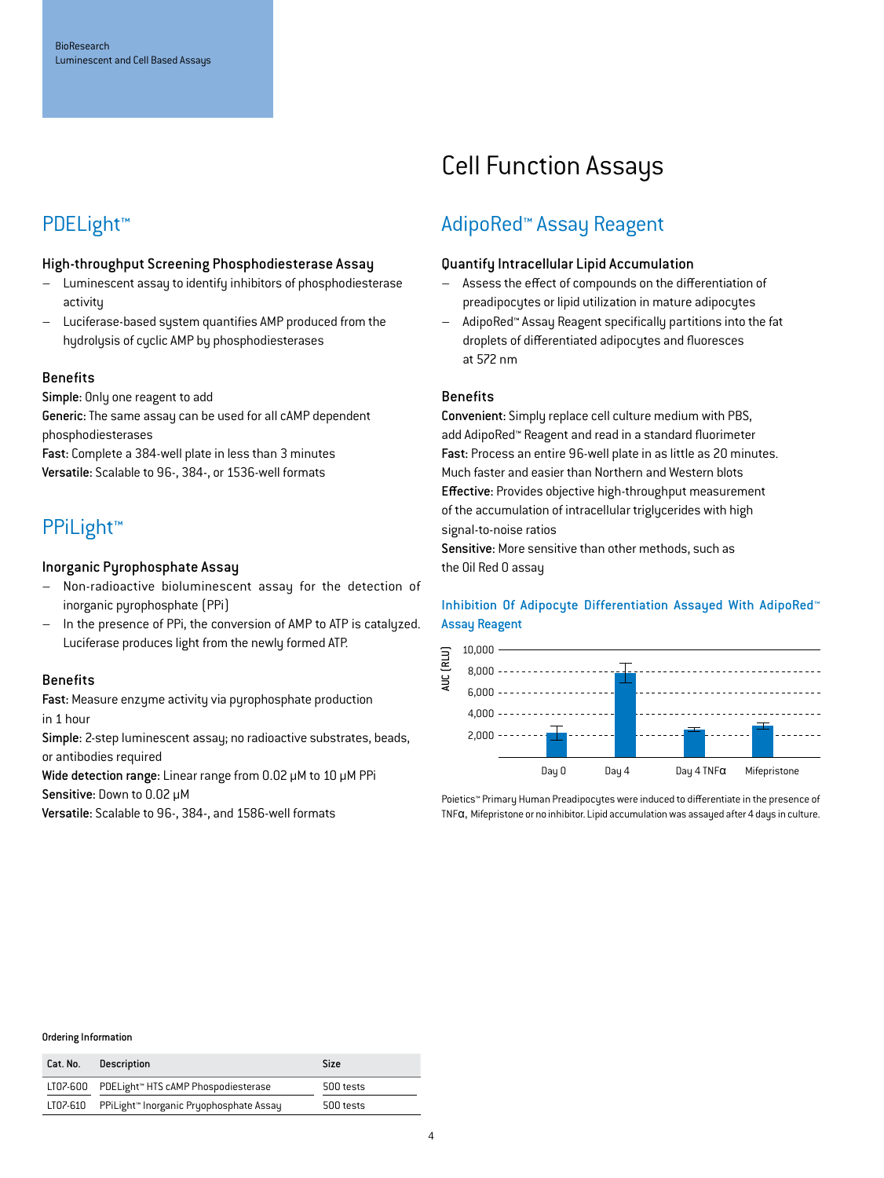# Cell Function Assays

## PDELight™

### High-throughput Screening Phosphodiesterase Assay

- Luminescent assay to identify inhibitors of phosphodiesterase activity
- Luciferase-based system quantifies AMP produced from the hydrolysis of cyclic AMP by phosphodiesterases

### Benefits

**Simple:** Only one reagent to add
**Generic:** The same assay can be used for all cAMP dependent phosphodiesterases
**Fast:** Complete a 384-well plate in less than 3 minutes
**Versatile:** Scalable to 96-, 384-, or 1536-well formats

## PPiLight™

### Inorganic Pyrophosphate Assay

- Non-radioactive bioluminescent assay for the detection of inorganic pyrophosphate (PPi)
- In the presence of PPi, the conversion of AMP to ATP is catalyzed. Luciferase produces light from the newly formed ATP.

### Benefits

**Fast:** Measure enzyme activity via pyrophosphate production in 1 hour
**Simple:** 2-step luminescent assay; no radioactive substrates, beads, or antibodies required
**Wide detection range:** Linear range from 0.02 µM to 10 µM PPi
**Sensitive:** Down to 0.02 µM
**Versatile:** Scalable to 96-, 384-, and 1586-well formats

## AdipoRed™ Assay Reagent

### Quantify Intracellular Lipid Accumulation

- Assess the effect of compounds on the differentiation of preadipocytes or lipid utilization in mature adipocytes
- AdipoRed™ Assay Reagent specifically partitions into the fat droplets of differentiated adipocytes and fluoresces at 572 nm

### Benefits

**Convenient:** Simply replace cell culture medium with PBS, add AdipoRed™ Reagent and read in a standard fluorimeter
**Fast:** Process an entire 96-well plate in as little as 20 minutes. Much faster and easier than Northern and Western blots
**Effective:** Provides objective high-throughput measurement of the accumulation of intracellular triglycerides with high signal-to-noise ratios
**Sensitive:** More sensitive than other methods, such as the Oil Red O assay

**Inhibition Of Adipocyte Differentiation Assayed With AdipoRed™ Assay Reagent**

Poietics™ Primary Human Preadipocytes were induced to differentiate in the presence of TNFα, Mifepristone or no inhibitor. Lipid accumulation was assayed after 4 days in culture.

**Ordering Information**

| Cat. No. | Description | Size |
|---|---|---|
| LT07-600 | PDELight™ HTS cAMP Phospodiesterase | 500 tests |
| LT07-610 | PPiLight™ Inorganic Pryophosphate Assay | 500 tests |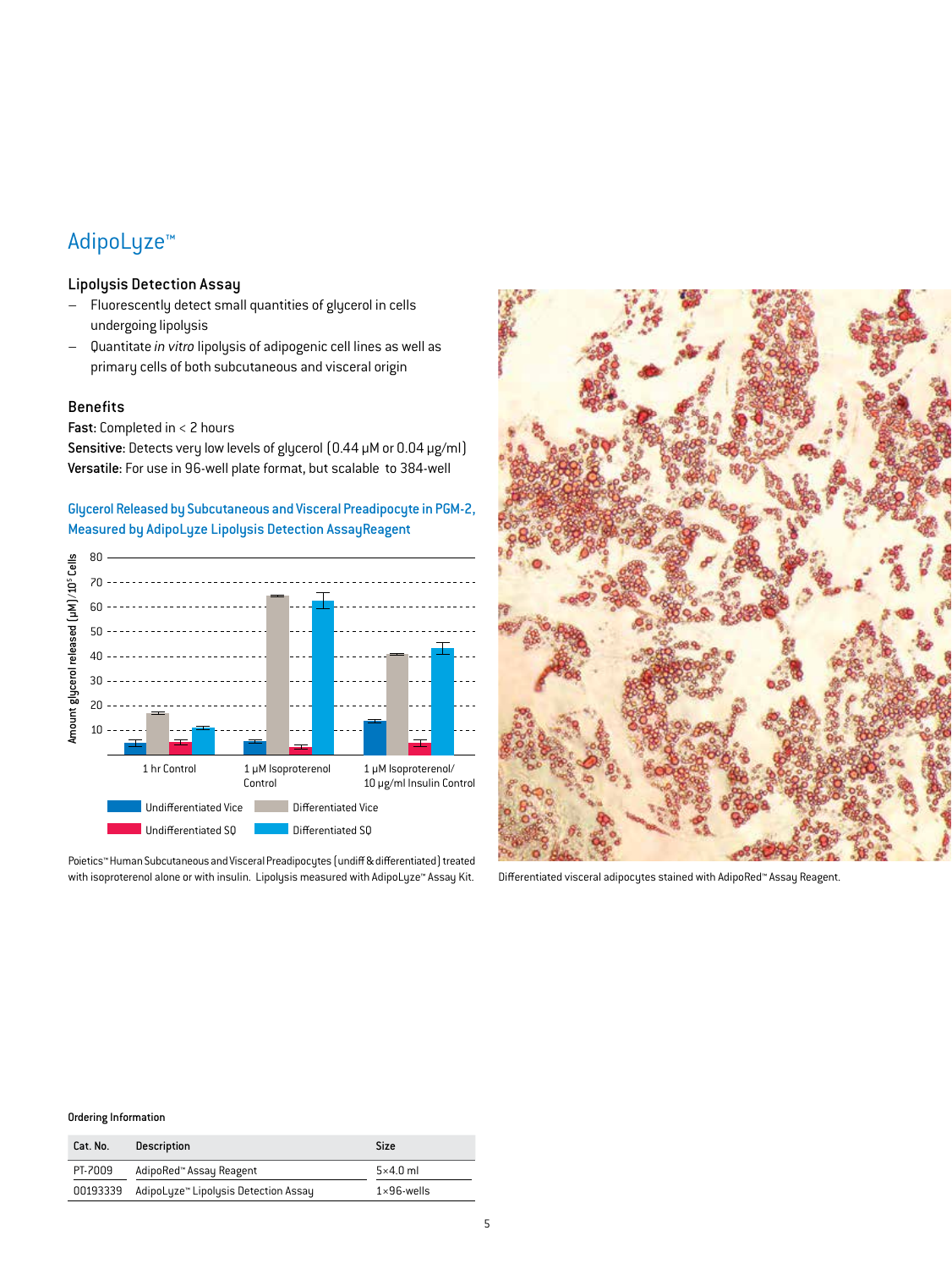# AdipoLyze™

### Lipolysis Detection Assay

- Fluorescently detect small quantities of glycerol in cells undergoing lipolysis
- Quantitate *in vitro* lipolysis of adipogenic cell lines as well as primary cells of both subcutaneous and visceral origin

### Benefits

**Fast:** Completed in < 2 hours
**Sensitive:** Detects very low levels of glycerol (0.44 μM or 0.04 μg/ml)
**Versatile:** For use in 96-well plate format, but scalable to 384-well

**Glycerol Released by Subcutaneous and Visceral Preadipocyte in PGM-2, Measured by AdipoLyze Lipolysis Detection AssayReagent**

Poietics™ Human Subcutaneous and Visceral Preadipocytes (undiff & differentiated) treated with isoproterenol alone or with insulin. Lipolysis measured with AdipoLyze™ Assay Kit.

Differentiated visceral adipocytes stained with AdipoRed™ Assay Reagent.

Ordering Information

| Cat. No. | Description | Size |
|---|---|---|
| PT-7009 | AdipoRed™ Assay Reagent | 5×4.0 ml |
| 00193339 | AdipoLyze™ Lipolysis Detection Assay | 1×96-wells |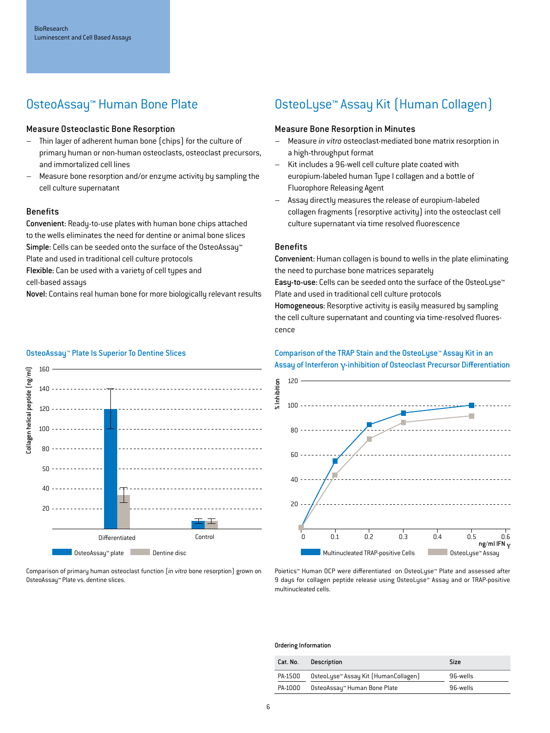# OsteoAssay™ Human Bone Plate

### Measure Osteoclastic Bone Resorption

- Thin layer of adherent human bone (chips) for the culture of primary human or non-human osteoclasts, osteoclast precursors, and immortalized cell lines
- Measure bone resorption and/or enzyme activity by sampling the cell culture supernatant

### Benefits

**Convenient:** Ready-to-use plates with human bone chips attached to the wells eliminates the need for dentine or animal bone slices
**Simple:** Cells can be seeded onto the surface of the OsteoAssay™ Plate and used in traditional cell culture protocols
**Flexible:** Can be used with a variety of cell types and cell-based assays
**Novel:** Contains real human bone for more biologically relevant results

### OsteoAssay™ Plate Is Superior To Dentine Slices

Comparison of primary human osteoclast function (*in vitro* bone resorption) grown on OsteoAssay™ Plate vs. dentine slices.

# OsteoLyse™ Assay Kit (Human Collagen)

### Measure Bone Resorption in Minutes

- Measure *in vitro* osteoclast-mediated bone matrix resorption in a high-throughput format
- Kit includes a 96-well cell culture plate coated with europium-labeled human Type I collagen and a bottle of Fluorophore Releasing Agent
- Assay directly measures the release of europium-labeled collagen fragments (resorptive activity) into the osteoclast cell culture supernatant via time resolved fluorescence

### Benefits

**Convenient:** Human collagen is bound to wells in the plate eliminating the need to purchase bone matrices separately
**Easy-to-use:** Cells can be seeded onto the surface of the OsteoLyse™ Plate and used in traditional cell culture protocols
**Homogeneous:** Resorptive activity is easily measured by sampling the cell culture supernatant and counting via time-resolved fluorescence

### Comparison of the TRAP Stain and the OsteoLyse™ Assay Kit in an Assay of Interferon γ-inhibition of Osteoclast Precursor Differentiation

Poietics™ Human OCP were differentiated on OsteoLyse™ Plate and assessed after 9 days for collagen peptide release using OsteoLyse™ Assay and or TRAP-positive multinucleated cells.

#### Ordering Information

| Cat. No. | Description | Size |
|---|---|---|
| PA-1500 | OsteoLyse™ Assay Kit (HumanCollagen) | 96-wells |
| PA-1000 | OsteoAssay™ Human Bone Plate | 96-wells |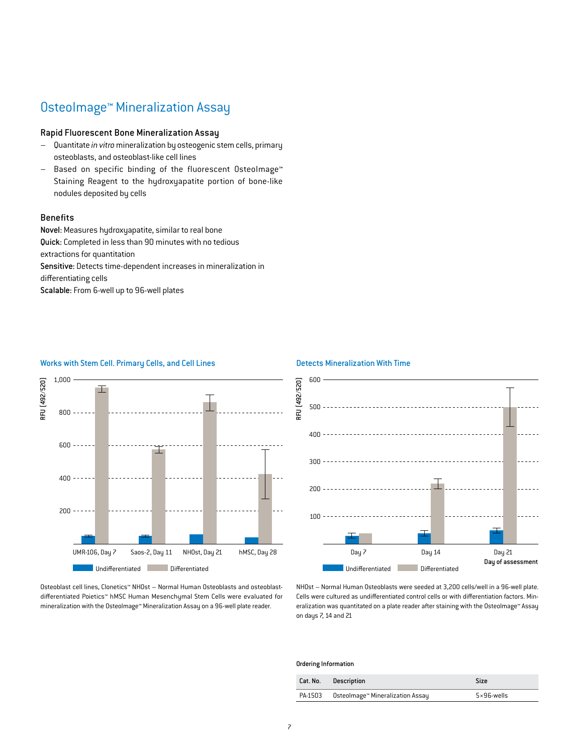# OsteoImage™ Mineralization Assay

### Rapid Fluorescent Bone Mineralization Assay

- Quantitate *in vitro* mineralization by osteogenic stem cells, primary osteoblasts, and osteoblast-like cell lines
- Based on specific binding of the fluorescent OsteoImage™ Staining Reagent to the hydroxyapatite portion of bone-like nodules deposited by cells

### Benefits

**Novel:** Measures hydroxyapatite, similar to real bone
**Quick:** Completed in less than 90 minutes with no tedious extractions for quantitation
**Sensitive:** Detects time-dependent increases in mineralization in differentiating cells
**Scalable:** From 6-well up to 96-well plates

#### Works with Stem Cell. Primary Cells, and Cell Lines

Osteoblast cell lines, Clonetics™ NHOst – Normal Human Osteoblasts and osteoblast-differentiated Poietics™ hMSC Human Mesenchymal Stem Cells were evaluated for mineralization with the OsteoImage™ Mineralization Assay on a 96-well plate reader.

#### Detects Mineralization With Time

NHOst – Normal Human Osteoblasts were seeded at 3,200 cells/well in a 96-well plate. Cells were cultured as undifferentiated control cells or with differentiation factors. Mineralization was quantitated on a plate reader after staining with the OsteoImage™ Assay on days 7, 14 and 21

#### Ordering Information

| Cat. No. | Description | Size |
|---|---|---|
| PA-1503 | OsteoImage™ Mineralization Assay | 5×96-wells |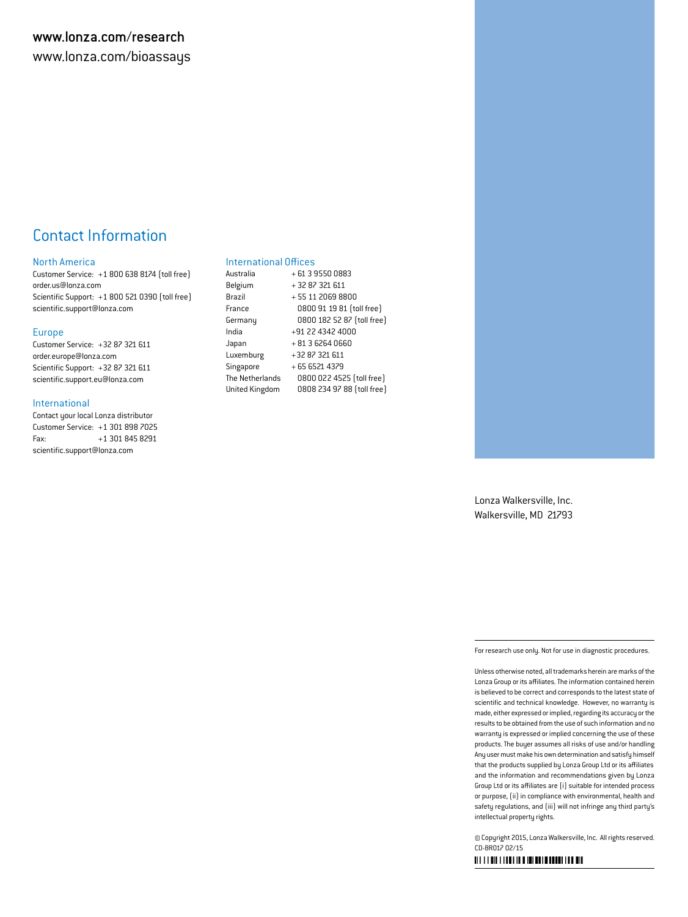**www.lonza.com/research**
www.lonza.com/bioassays

## Contact Information

### North America

Customer Service: +1 800 638 8174 (toll free)
order.us@lonza.com
Scientific Support: +1 800 521 0390 (toll free)
scientific.support@lonza.com

### Europe

Customer Service: +32 87 321 611
order.europe@lonza.com
Scientific Support: +32 87 321 611
scientific.support.eu@lonza.com

### International

Contact your local Lonza distributor
Customer Service: +1 301 898 7025
Fax: +1 301 845 8291
scientific.support@lonza.com

### International Offices

| | |
|---|---|
| Australia | + 61 3 9550 0883 |
| Belgium | + 32 87 321 611 |
| Brazil | + 55 11 2069 8800 |
| France | 0800 91 19 81 (toll free) |
| Germany | 0800 182 52 87 (toll free) |
| India | +91 22 4342 4000 |
| Japan | + 81 3 6264 0660 |
| Luxemburg | +32 87 321 611 |
| Singapore | + 65 6521 4379 |
| The Netherlands | 0800 022 4525 (toll free) |
| United Kingdom | 0808 234 97 88 (toll free) |

Lonza Walkersville, Inc.
Walkersville, MD 21793

For research use only. Not for use in diagnostic procedures.

Unless otherwise noted, all trademarks herein are marks of the Lonza Group or its affiliates. The information contained herein is believed to be correct and corresponds to the latest state of scientific and technical knowledge. However, no warranty is made, either expressed or implied, regarding its accuracy or the results to be obtained from the use of such information and no warranty is expressed or implied concerning the use of these products. The buyer assumes all risks of use and/or handling Any user must make his own determination and satisfy himself that the products supplied by Lonza Group Ltd or its affiliates and the information and recommendations given by Lonza Group Ltd or its affiliates are (i) suitable for intended process or purpose, (ii) in compliance with environmental, health and safety regulations, and (iii) will not infringe any third party's intellectual property rights.

© Copyright 2015, Lonza Walkersville, Inc. All rights reserved.
CD-BR017 02/15